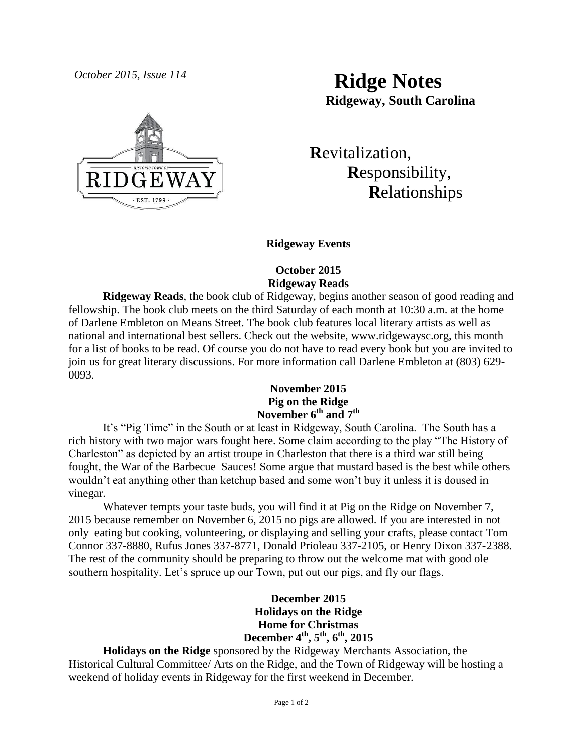*October 2015, Issue 114*

# Ridge Notes

**Ridgeway, South Carolina**

**R**evitalization,
**R**esponsibility,
**R**elationships

## Ridgeway Events

### October 2015
### Ridgeway Reads

**Ridgeway Reads**, the book club of Ridgeway, begins another season of good reading and fellowship. The book club meets on the third Saturday of each month at 10:30 a.m. at the home of Darlene Embleton on Means Street. The book club features local literary artists as well as national and international best sellers. Check out the website, www.ridgewaysc.org, this month for a list of books to be read. Of course you do not have to read every book but you are invited to join us for great literary discussions. For more information call Darlene Embleton at (803) 629-0093.

### November 2015
### Pig on the Ridge
### November 6th and 7th

It's "Pig Time" in the South or at least in Ridgeway, South Carolina. The South has a rich history with two major wars fought here. Some claim according to the play "The History of Charleston" as depicted by an artist troupe in Charleston that there is a third war still being fought, the War of the Barbecue Sauces! Some argue that mustard based is the best while others wouldn't eat anything other than ketchup based and some won't buy it unless it is doused in vinegar.

Whatever tempts your taste buds, you will find it at Pig on the Ridge on November 7, 2015 because remember on November 6, 2015 no pigs are allowed. If you are interested in not only eating but cooking, volunteering, or displaying and selling your crafts, please contact Tom Connor 337-8880, Rufus Jones 337-8771, Donald Prioleau 337-2105, or Henry Dixon 337-2388. The rest of the community should be preparing to throw out the welcome mat with good ole southern hospitality. Let's spruce up our Town, put out our pigs, and fly our flags.

### December 2015
### Holidays on the Ridge
### Home for Christmas
### December 4th, 5th, 6th, 2015

**Holidays on the Ridge** sponsored by the Ridgeway Merchants Association, the Historical Cultural Committee/ Arts on the Ridge, and the Town of Ridgeway will be hosting a weekend of holiday events in Ridgeway for the first weekend in December.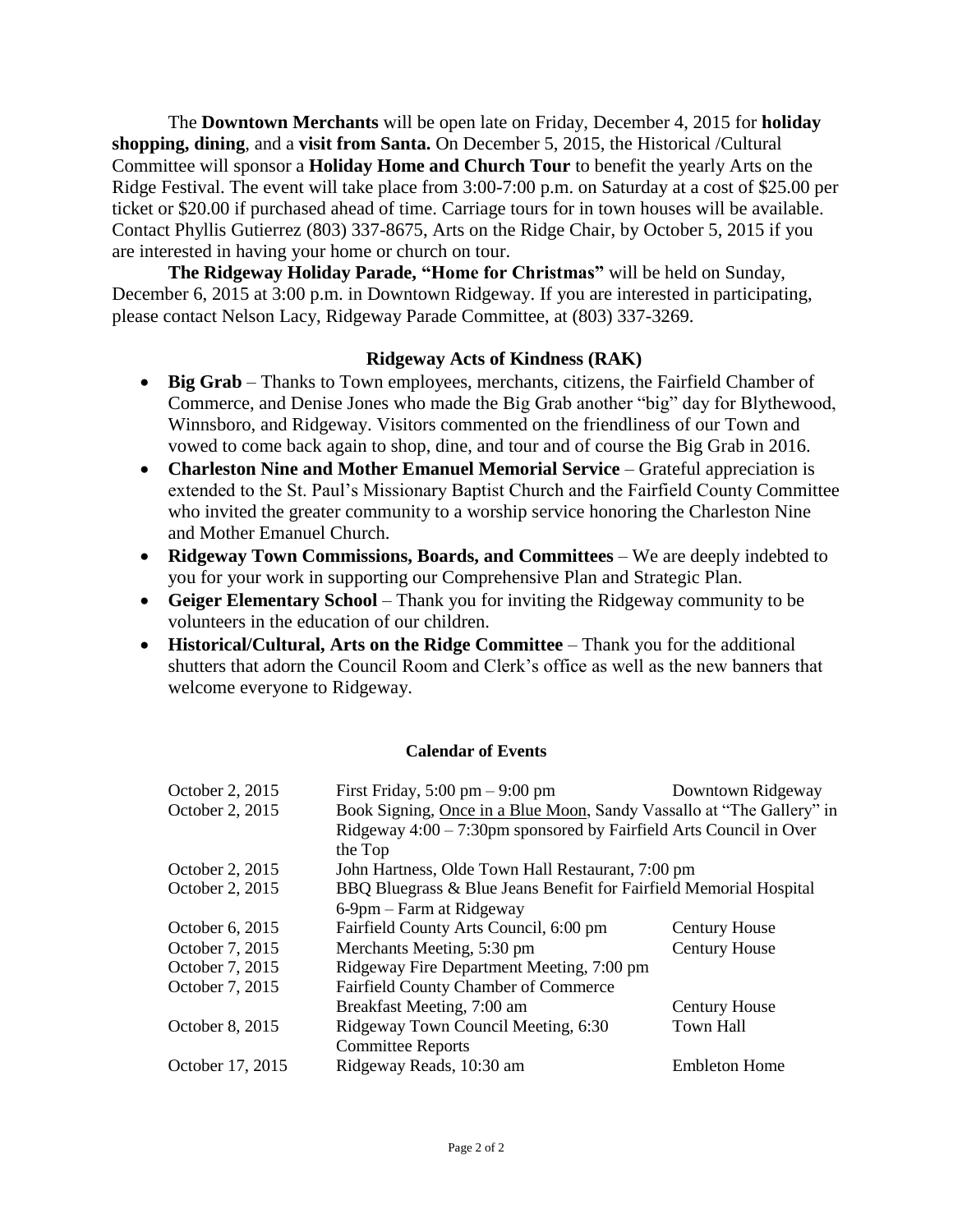The **Downtown Merchants** will be open late on Friday, December 4, 2015 for **holiday shopping, dining**, and a **visit from Santa.** On December 5, 2015, the Historical /Cultural Committee will sponsor a **Holiday Home and Church Tour** to benefit the yearly Arts on the Ridge Festival. The event will take place from 3:00-7:00 p.m. on Saturday at a cost of $25.00 per ticket or $20.00 if purchased ahead of time. Carriage tours for in town houses will be available. Contact Phyllis Gutierrez (803) 337-8675, Arts on the Ridge Chair, by October 5, 2015 if you are interested in having your home or church on tour.

**The Ridgeway Holiday Parade, "Home for Christmas"** will be held on Sunday, December 6, 2015 at 3:00 p.m. in Downtown Ridgeway. If you are interested in participating, please contact Nelson Lacy, Ridgeway Parade Committee, at (803) 337-3269.

### Ridgeway Acts of Kindness (RAK)

- **Big Grab** – Thanks to Town employees, merchants, citizens, the Fairfield Chamber of Commerce, and Denise Jones who made the Big Grab another "big" day for Blythewood, Winnsboro, and Ridgeway. Visitors commented on the friendliness of our Town and vowed to come back again to shop, dine, and tour and of course the Big Grab in 2016.
- **Charleston Nine and Mother Emanuel Memorial Service** – Grateful appreciation is extended to the St. Paul's Missionary Baptist Church and the Fairfield County Committee who invited the greater community to a worship service honoring the Charleston Nine and Mother Emanuel Church.
- **Ridgeway Town Commissions, Boards, and Committees** – We are deeply indebted to you for your work in supporting our Comprehensive Plan and Strategic Plan.
- **Geiger Elementary School** – Thank you for inviting the Ridgeway community to be volunteers in the education of our children.
- **Historical/Cultural, Arts on the Ridge Committee** – Thank you for the additional shutters that adorn the Council Room and Clerk's office as well as the new banners that welcome everyone to Ridgeway.

### Calendar of Events

| | | |
|---|---|---|
| October 2, 2015 | First Friday, 5:00 pm – 9:00 pm | Downtown Ridgeway |
| October 2, 2015 | Book Signing, Once in a Blue Moon, Sandy Vassallo at "The Gallery" in Ridgeway 4:00 – 7:30pm sponsored by Fairfield Arts Council in Over the Top | |
| October 2, 2015 | John Hartness, Olde Town Hall Restaurant, 7:00 pm | |
| October 2, 2015 | BBQ Bluegrass & Blue Jeans Benefit for Fairfield Memorial Hospital 6-9pm – Farm at Ridgeway | |
| October 6, 2015 | Fairfield County Arts Council, 6:00 pm | Century House |
| October 7, 2015 | Merchants Meeting, 5:30 pm | Century House |
| October 7, 2015 | Ridgeway Fire Department Meeting, 7:00 pm | |
| October 7, 2015 | Fairfield County Chamber of Commerce Breakfast Meeting, 7:00 am | Century House |
| October 8, 2015 | Ridgeway Town Council Meeting, 6:30 Committee Reports | Town Hall |
| October 17, 2015 | Ridgeway Reads, 10:30 am | Embleton Home |